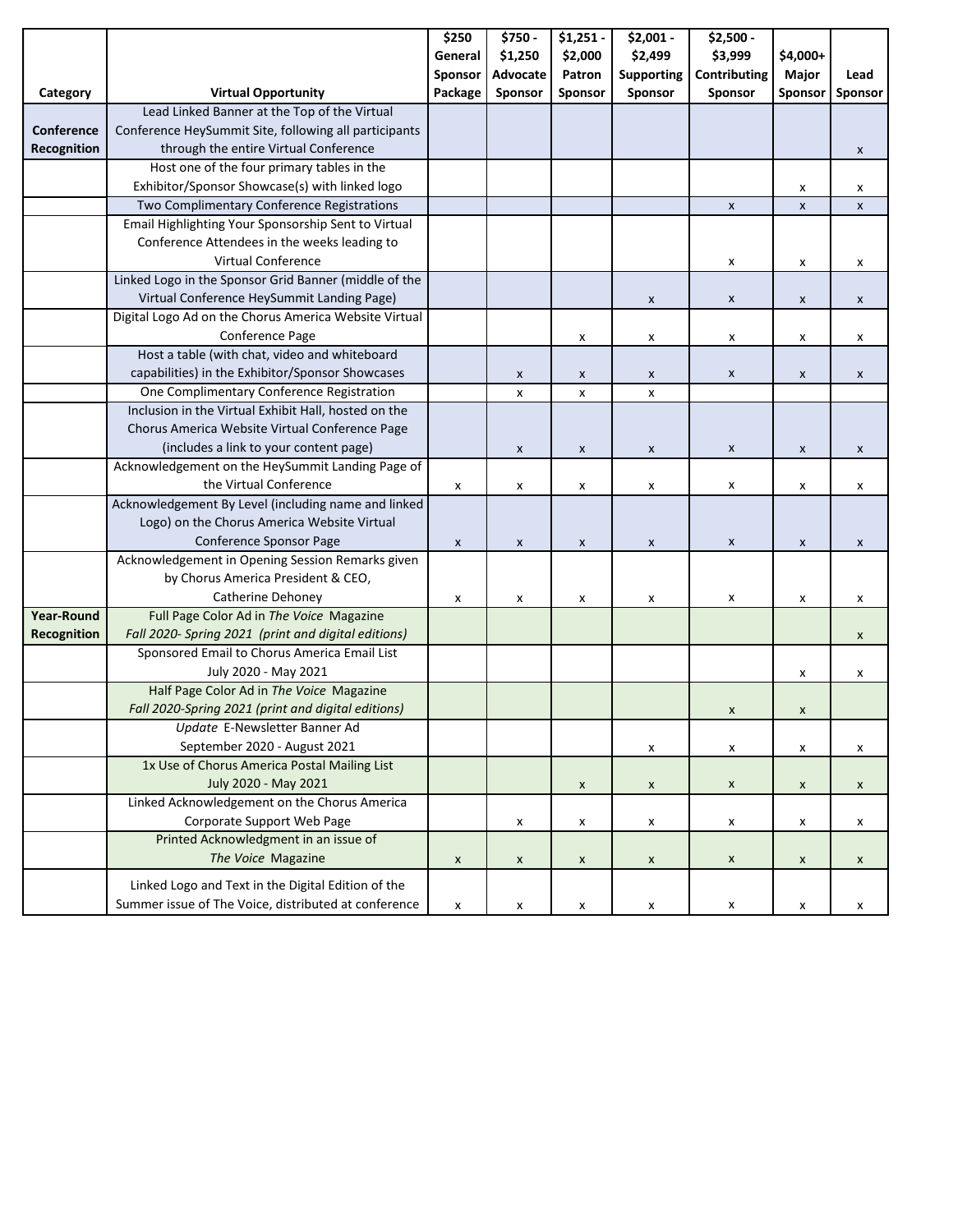| Category | Virtual Opportunity | $250 General Sponsor Package | $750 - $1,250 Advocate Sponsor | $1,251 - $2,000 Patron Sponsor | $2,001 - $2,499 Supporting Sponsor | $2,500 - $3,999 Contributing Sponsor | $4,000+ Major Sponsor | Lead Sponsor |
|---|---|---|---|---|---|---|---|---|
| **Conference Recognition** | Lead Linked Banner at the Top of the Virtual Conference HeySummit Site, following all participants through the entire Virtual Conference | | | | | | | x |
| | Host one of the four primary tables in the Exhibitor/Sponsor Showcase(s) with linked logo | | | | | | x | x |
| | Two Complimentary Conference Registrations | | | | | x | x | x |
| | Email Highlighting Your Sponsorship Sent to Virtual Conference Attendees in the weeks leading to Virtual Conference | | | | | x | x | x |
| | Linked Logo in the Sponsor Grid Banner (middle of the Virtual Conference HeySummit Landing Page) | | | | x | x | x | x |
| | Digital Logo Ad on the Chorus America Website Virtual Conference Page | | | x | x | x | x | x |
| | Host a table (with chat, video and whiteboard capabilities) in the Exhibitor/Sponsor Showcases | | x | x | x | x | x | x |
| | One Complimentary Conference Registration | | x | x | x | | | |
| | Inclusion in the Virtual Exhibit Hall, hosted on the Chorus America Website Virtual Conference Page (includes a link to your content page) | | x | x | x | x | x | x |
| | Acknowledgement on the HeySummit Landing Page of the Virtual Conference | x | x | x | x | x | x | x |
| | Acknowledgement By Level (including name and linked Logo) on the Chorus America Website Virtual Conference Sponsor Page | x | x | x | x | x | x | x |
| | Acknowledgement in Opening Session Remarks given by Chorus America President & CEO, Catherine Dehoney | x | x | x | x | x | x | x |
| **Year-Round Recognition** | Full Page Color Ad in *The Voice* Magazine *Fall 2020- Spring 2021 (print and digital editions)* | | | | | | | x |
| | Sponsored Email to Chorus America Email List July 2020 - May 2021 | | | | | | x | x |
| | Half Page Color Ad in *The Voice* Magazine *Fall 2020-Spring 2021 (print and digital editions)* | | | | | x | x | |
| | *Update* E-Newsletter Banner Ad September 2020 - August 2021 | | | | x | x | x | x |
| | 1x Use of Chorus America Postal Mailing List July 2020 - May 2021 | | | x | x | x | x | x |
| | Linked Acknowledgement on the Chorus America Corporate Support Web Page | | x | x | x | x | x | x |
| | Printed Acknowledgment in an issue of *The Voice* Magazine | x | x | x | x | x | x | x |
| | Linked Logo and Text in the Digital Edition of the Summer issue of The Voice, distributed at conference | x | x | x | x | x | x | x |